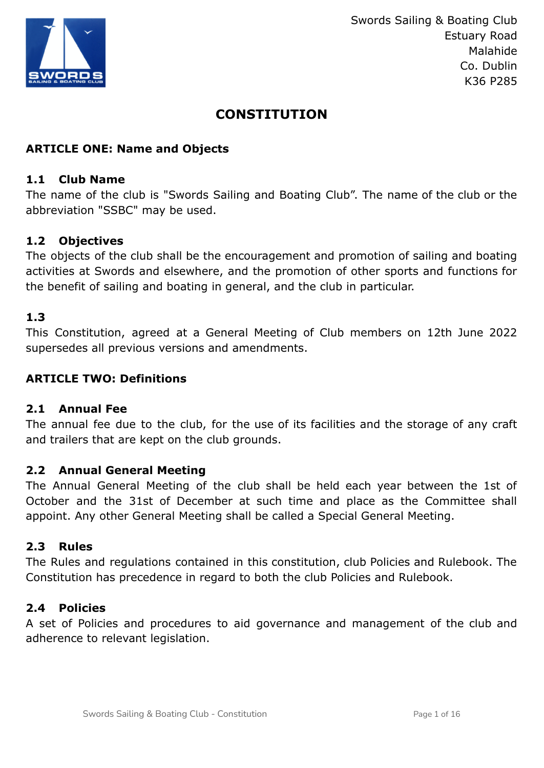Swords Sailing & Boating Club
Estuary Road
Malahide
Co. Dublin
K36 P285

# CONSTITUTION

## ARTICLE ONE: Name and Objects

### 1.1 Club Name

The name of the club is "Swords Sailing and Boating Club". The name of the club or the abbreviation "SSBC" may be used.

### 1.2 Objectives

The objects of the club shall be the encouragement and promotion of sailing and boating activities at Swords and elsewhere, and the promotion of other sports and functions for the benefit of sailing and boating in general, and the club in particular.

### 1.3

This Constitution, agreed at a General Meeting of Club members on 12th June 2022 supersedes all previous versions and amendments.

## ARTICLE TWO: Definitions

### 2.1 Annual Fee

The annual fee due to the club, for the use of its facilities and the storage of any craft and trailers that are kept on the club grounds.

### 2.2 Annual General Meeting

The Annual General Meeting of the club shall be held each year between the 1st of October and the 31st of December at such time and place as the Committee shall appoint. Any other General Meeting shall be called a Special General Meeting.

### 2.3 Rules

The Rules and regulations contained in this constitution, club Policies and Rulebook. The Constitution has precedence in regard to both the club Policies and Rulebook.

### 2.4 Policies

A set of Policies and procedures to aid governance and management of the club and adherence to relevant legislation.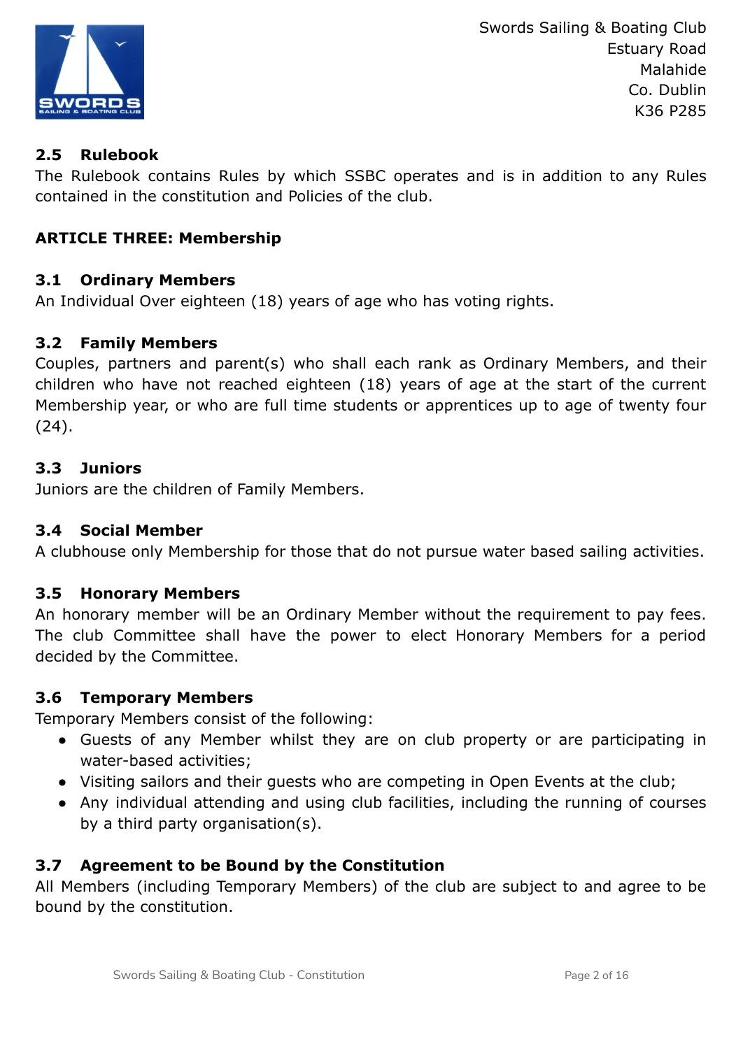### 2.5 Rulebook

The Rulebook contains Rules by which SSBC operates and is in addition to any Rules contained in the constitution and Policies of the club.

## ARTICLE THREE: Membership

### 3.1 Ordinary Members

An Individual Over eighteen (18) years of age who has voting rights.

### 3.2 Family Members

Couples, partners and parent(s) who shall each rank as Ordinary Members, and their children who have not reached eighteen (18) years of age at the start of the current Membership year, or who are full time students or apprentices up to age of twenty four (24).

### 3.3 Juniors

Juniors are the children of Family Members.

### 3.4 Social Member

A clubhouse only Membership for those that do not pursue water based sailing activities.

### 3.5 Honorary Members

An honorary member will be an Ordinary Member without the requirement to pay fees. The club Committee shall have the power to elect Honorary Members for a period decided by the Committee.

### 3.6 Temporary Members

Temporary Members consist of the following:

- Guests of any Member whilst they are on club property or are participating in water-based activities;
- Visiting sailors and their guests who are competing in Open Events at the club;
- Any individual attending and using club facilities, including the running of courses by a third party organisation(s).

### 3.7 Agreement to be Bound by the Constitution

All Members (including Temporary Members) of the club are subject to and agree to be bound by the constitution.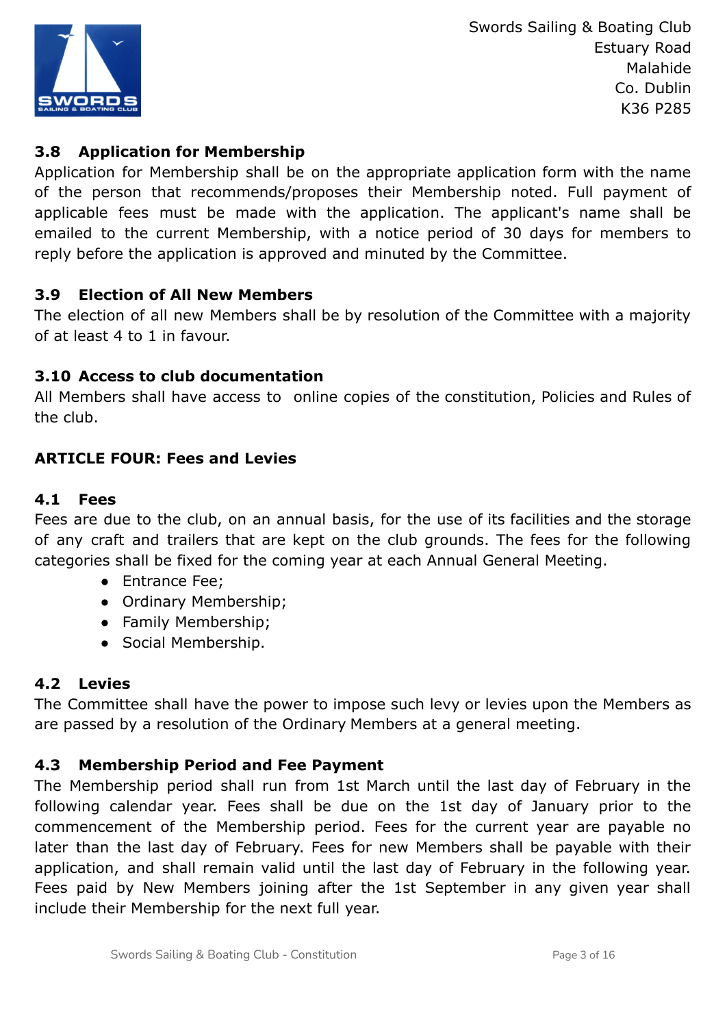Swords Sailing & Boating Club
Estuary Road
Malahide
Co. Dublin
K36 P285

### 3.8 Application for Membership

Application for Membership shall be on the appropriate application form with the name of the person that recommends/proposes their Membership noted. Full payment of applicable fees must be made with the application. The applicant's name shall be emailed to the current Membership, with a notice period of 30 days for members to reply before the application is approved and minuted by the Committee.

### 3.9 Election of All New Members

The election of all new Members shall be by resolution of the Committee with a majority of at least 4 to 1 in favour.

### 3.10 Access to club documentation

All Members shall have access to online copies of the constitution, Policies and Rules of the club.

## ARTICLE FOUR: Fees and Levies

### 4.1 Fees

Fees are due to the club, on an annual basis, for the use of its facilities and the storage of any craft and trailers that are kept on the club grounds. The fees for the following categories shall be fixed for the coming year at each Annual General Meeting.

- Entrance Fee;
- Ordinary Membership;
- Family Membership;
- Social Membership.

### 4.2 Levies

The Committee shall have the power to impose such levy or levies upon the Members as are passed by a resolution of the Ordinary Members at a general meeting.

### 4.3 Membership Period and Fee Payment

The Membership period shall run from 1st March until the last day of February in the following calendar year. Fees shall be due on the 1st day of January prior to the commencement of the Membership period. Fees for the current year are payable no later than the last day of February. Fees for new Members shall be payable with their application, and shall remain valid until the last day of February in the following year. Fees paid by New Members joining after the 1st September in any given year shall include their Membership for the next full year.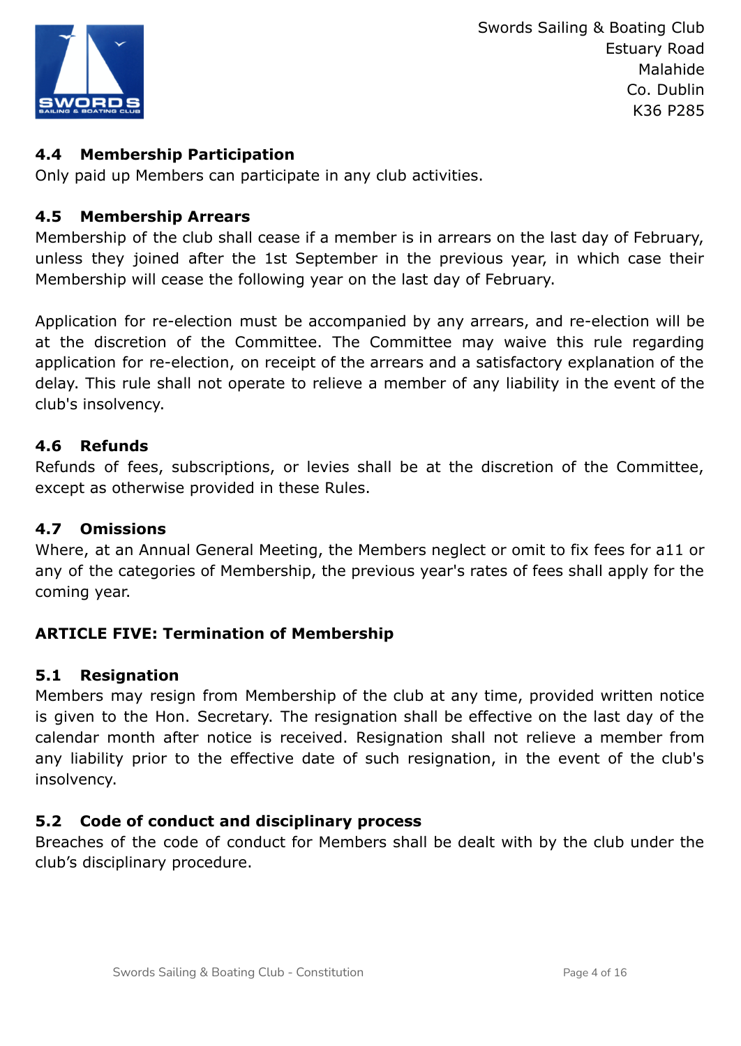### 4.4 Membership Participation

Only paid up Members can participate in any club activities.

### 4.5 Membership Arrears

Membership of the club shall cease if a member is in arrears on the last day of February, unless they joined after the 1st September in the previous year, in which case their Membership will cease the following year on the last day of February.

Application for re-election must be accompanied by any arrears, and re-election will be at the discretion of the Committee. The Committee may waive this rule regarding application for re-election, on receipt of the arrears and a satisfactory explanation of the delay. This rule shall not operate to relieve a member of any liability in the event of the club's insolvency.

### 4.6 Refunds

Refunds of fees, subscriptions, or levies shall be at the discretion of the Committee, except as otherwise provided in these Rules.

### 4.7 Omissions

Where, at an Annual General Meeting, the Members neglect or omit to fix fees for a11 or any of the categories of Membership, the previous year's rates of fees shall apply for the coming year.

## ARTICLE FIVE: Termination of Membership

### 5.1 Resignation

Members may resign from Membership of the club at any time, provided written notice is given to the Hon. Secretary. The resignation shall be effective on the last day of the calendar month after notice is received. Resignation shall not relieve a member from any liability prior to the effective date of such resignation, in the event of the club's insolvency.

### 5.2 Code of conduct and disciplinary process

Breaches of the code of conduct for Members shall be dealt with by the club under the club's disciplinary procedure.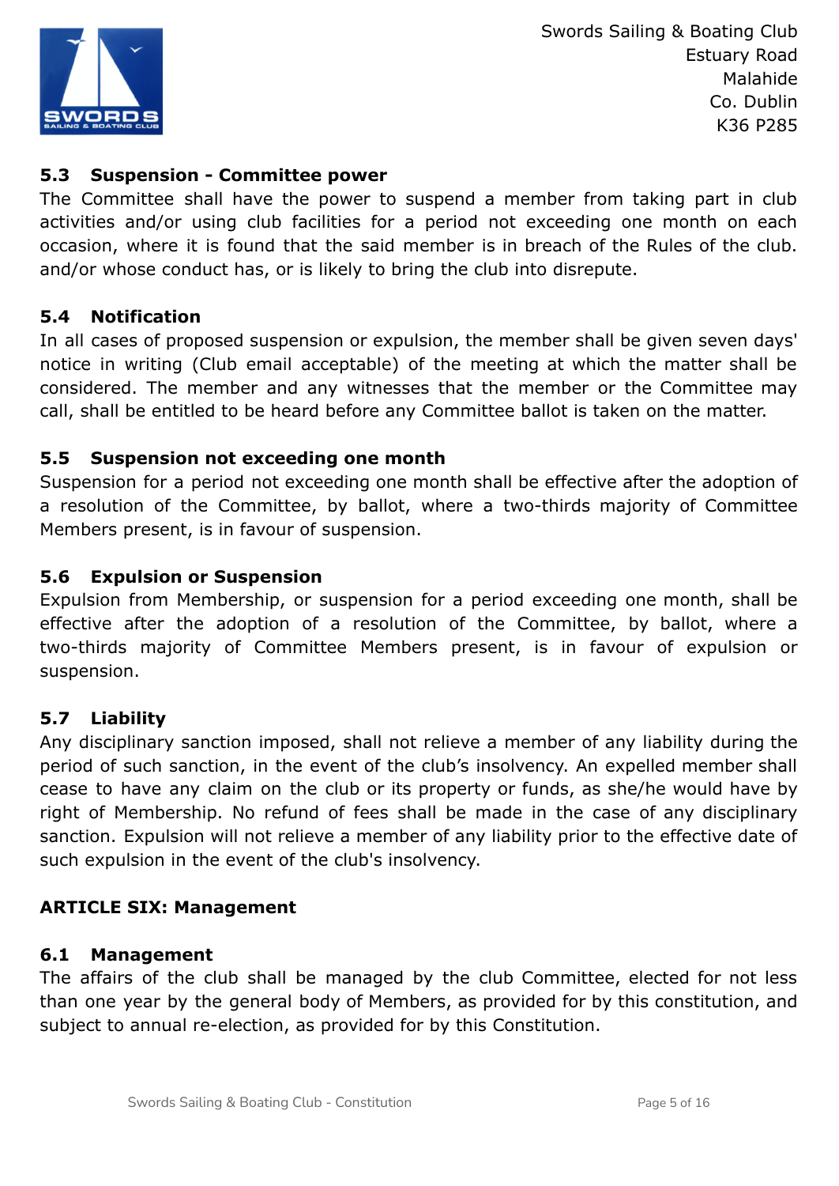### 5.3 Suspension - Committee power

The Committee shall have the power to suspend a member from taking part in club activities and/or using club facilities for a period not exceeding one month on each occasion, where it is found that the said member is in breach of the Rules of the club. and/or whose conduct has, or is likely to bring the club into disrepute.

### 5.4 Notification

In all cases of proposed suspension or expulsion, the member shall be given seven days' notice in writing (Club email acceptable) of the meeting at which the matter shall be considered. The member and any witnesses that the member or the Committee may call, shall be entitled to be heard before any Committee ballot is taken on the matter.

### 5.5 Suspension not exceeding one month

Suspension for a period not exceeding one month shall be effective after the adoption of a resolution of the Committee, by ballot, where a two-thirds majority of Committee Members present, is in favour of suspension.

### 5.6 Expulsion or Suspension

Expulsion from Membership, or suspension for a period exceeding one month, shall be effective after the adoption of a resolution of the Committee, by ballot, where a two-thirds majority of Committee Members present, is in favour of expulsion or suspension.

### 5.7 Liability

Any disciplinary sanction imposed, shall not relieve a member of any liability during the period of such sanction, in the event of the club's insolvency. An expelled member shall cease to have any claim on the club or its property or funds, as she/he would have by right of Membership. No refund of fees shall be made in the case of any disciplinary sanction. Expulsion will not relieve a member of any liability prior to the effective date of such expulsion in the event of the club's insolvency.

## ARTICLE SIX: Management

### 6.1 Management

The affairs of the club shall be managed by the club Committee, elected for not less than one year by the general body of Members, as provided for by this constitution, and subject to annual re-election, as provided for by this Constitution.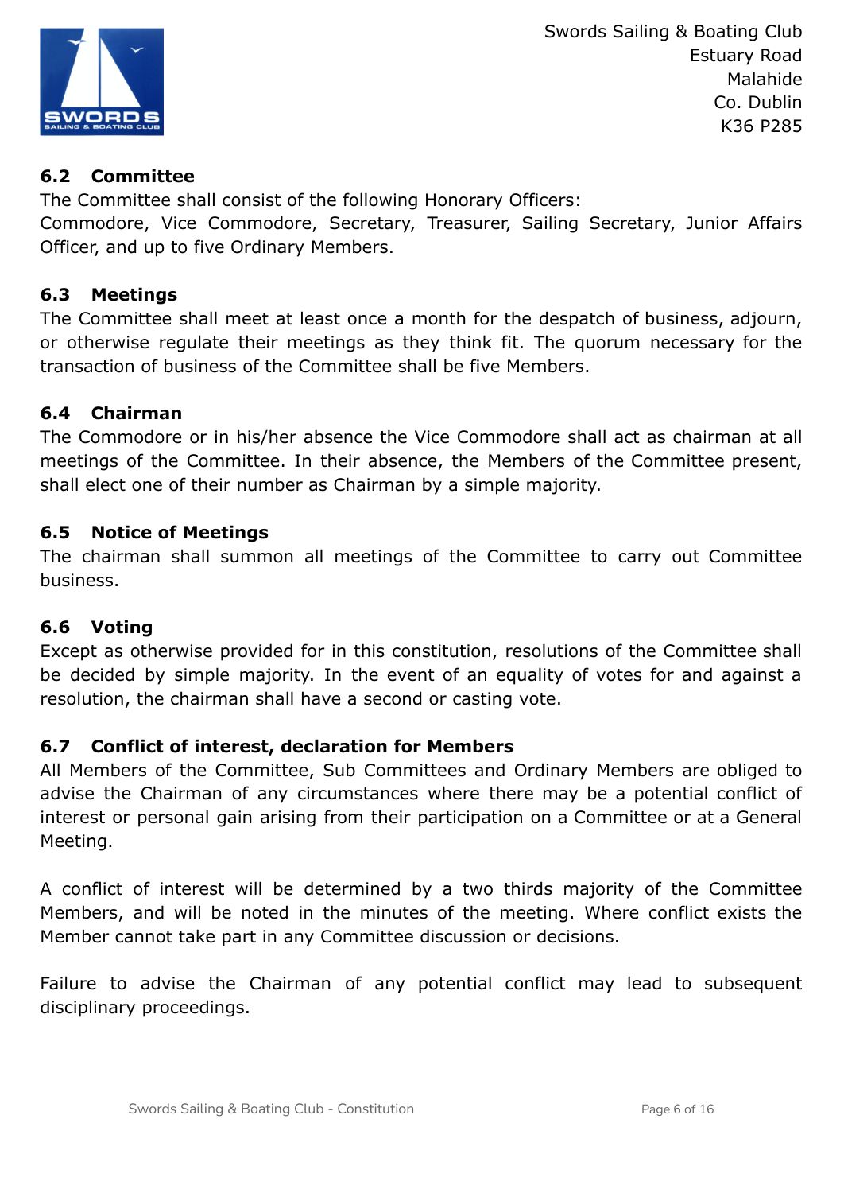### 6.2 Committee

The Committee shall consist of the following Honorary Officers:
Commodore, Vice Commodore, Secretary, Treasurer, Sailing Secretary, Junior Affairs Officer, and up to five Ordinary Members.

### 6.3 Meetings

The Committee shall meet at least once a month for the despatch of business, adjourn, or otherwise regulate their meetings as they think fit. The quorum necessary for the transaction of business of the Committee shall be five Members.

### 6.4 Chairman

The Commodore or in his/her absence the Vice Commodore shall act as chairman at all meetings of the Committee. In their absence, the Members of the Committee present, shall elect one of their number as Chairman by a simple majority.

### 6.5 Notice of Meetings

The chairman shall summon all meetings of the Committee to carry out Committee business.

### 6.6 Voting

Except as otherwise provided for in this constitution, resolutions of the Committee shall be decided by simple majority. In the event of an equality of votes for and against a resolution, the chairman shall have a second or casting vote.

### 6.7 Conflict of interest, declaration for Members

All Members of the Committee, Sub Committees and Ordinary Members are obliged to advise the Chairman of any circumstances where there may be a potential conflict of interest or personal gain arising from their participation on a Committee or at a General Meeting.

A conflict of interest will be determined by a two thirds majority of the Committee Members, and will be noted in the minutes of the meeting. Where conflict exists the Member cannot take part in any Committee discussion or decisions.

Failure to advise the Chairman of any potential conflict may lead to subsequent disciplinary proceedings.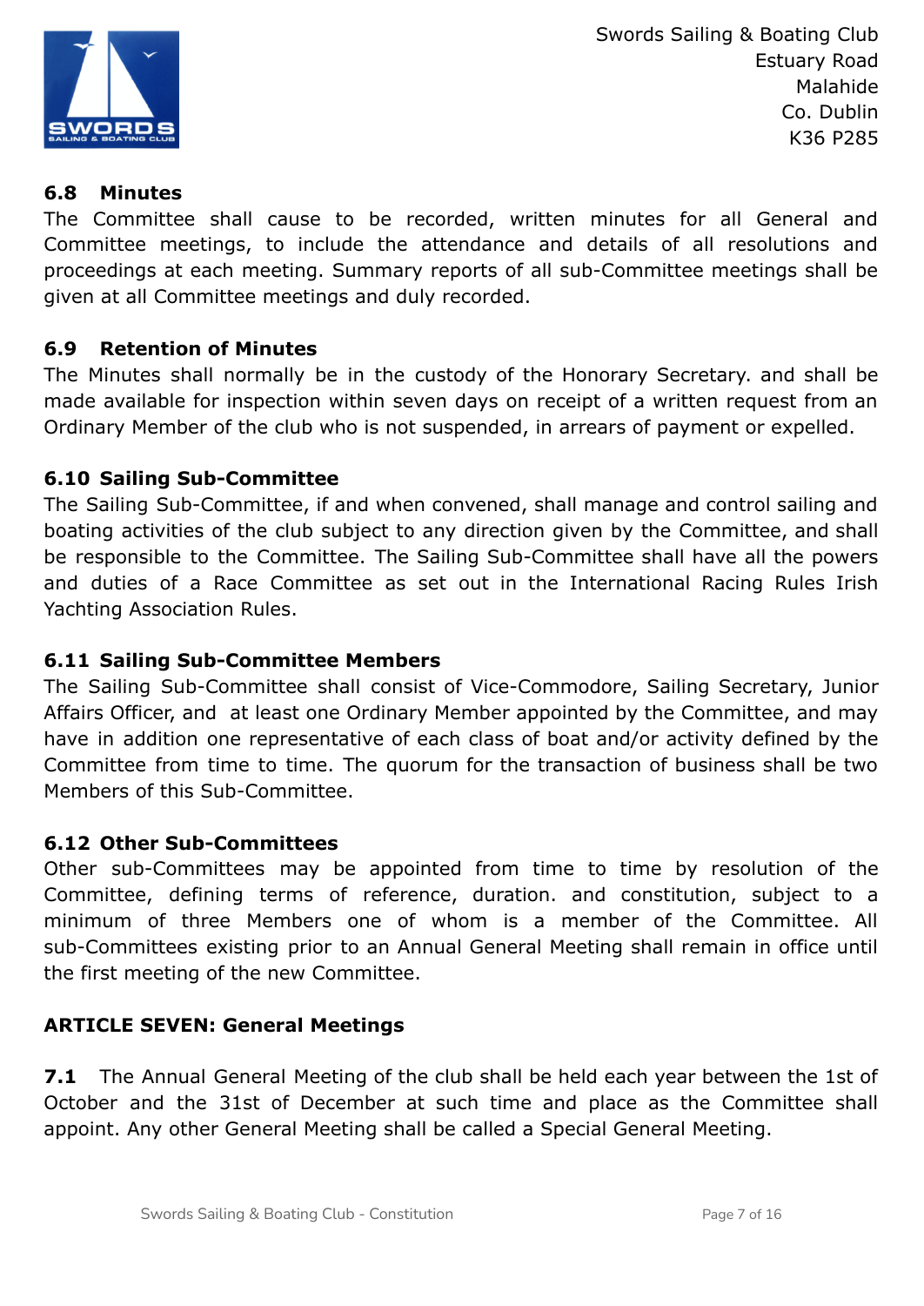### 6.8 Minutes

The Committee shall cause to be recorded, written minutes for all General and Committee meetings, to include the attendance and details of all resolutions and proceedings at each meeting. Summary reports of all sub-Committee meetings shall be given at all Committee meetings and duly recorded.

### 6.9 Retention of Minutes

The Minutes shall normally be in the custody of the Honorary Secretary. and shall be made available for inspection within seven days on receipt of a written request from an Ordinary Member of the club who is not suspended, in arrears of payment or expelled.

### 6.10 Sailing Sub-Committee

The Sailing Sub-Committee, if and when convened, shall manage and control sailing and boating activities of the club subject to any direction given by the Committee, and shall be responsible to the Committee. The Sailing Sub-Committee shall have all the powers and duties of a Race Committee as set out in the International Racing Rules Irish Yachting Association Rules.

### 6.11 Sailing Sub-Committee Members

The Sailing Sub-Committee shall consist of Vice-Commodore, Sailing Secretary, Junior Affairs Officer, and at least one Ordinary Member appointed by the Committee, and may have in addition one representative of each class of boat and/or activity defined by the Committee from time to time. The quorum for the transaction of business shall be two Members of this Sub-Committee.

### 6.12 Other Sub-Committees

Other sub-Committees may be appointed from time to time by resolution of the Committee, defining terms of reference, duration. and constitution, subject to a minimum of three Members one of whom is a member of the Committee. All sub-Committees existing prior to an Annual General Meeting shall remain in office until the first meeting of the new Committee.

## ARTICLE SEVEN: General Meetings

**7.1** The Annual General Meeting of the club shall be held each year between the 1st of October and the 31st of December at such time and place as the Committee shall appoint. Any other General Meeting shall be called a Special General Meeting.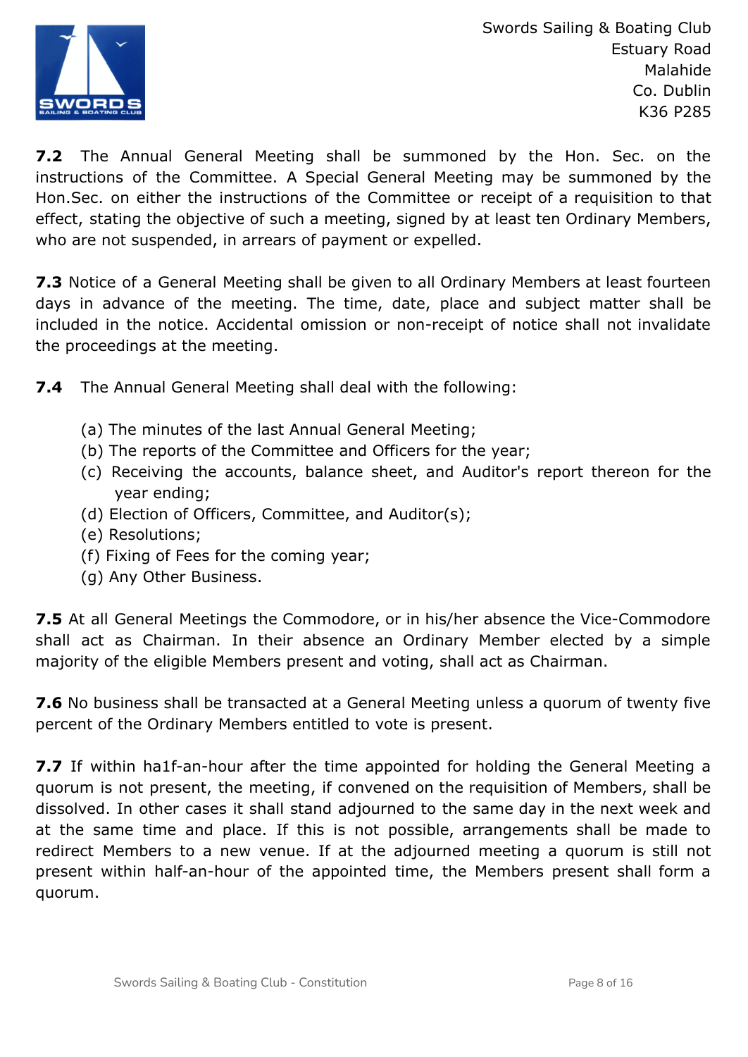Swords Sailing & Boating Club
Estuary Road
Malahide
Co. Dublin
K36 P285

**7.2** The Annual General Meeting shall be summoned by the Hon. Sec. on the instructions of the Committee. A Special General Meeting may be summoned by the Hon.Sec. on either the instructions of the Committee or receipt of a requisition to that effect, stating the objective of such a meeting, signed by at least ten Ordinary Members, who are not suspended, in arrears of payment or expelled.

**7.3** Notice of a General Meeting shall be given to all Ordinary Members at least fourteen days in advance of the meeting. The time, date, place and subject matter shall be included in the notice. Accidental omission or non-receipt of notice shall not invalidate the proceedings at the meeting.

**7.4** The Annual General Meeting shall deal with the following:

(a) The minutes of the last Annual General Meeting;
(b) The reports of the Committee and Officers for the year;
(c) Receiving the accounts, balance sheet, and Auditor's report thereon for the year ending;
(d) Election of Officers, Committee, and Auditor(s);
(e) Resolutions;
(f) Fixing of Fees for the coming year;
(g) Any Other Business.

**7.5** At all General Meetings the Commodore, or in his/her absence the Vice-Commodore shall act as Chairman. In their absence an Ordinary Member elected by a simple majority of the eligible Members present and voting, shall act as Chairman.

**7.6** No business shall be transacted at a General Meeting unless a quorum of twenty five percent of the Ordinary Members entitled to vote is present.

**7.7** If within ha1f-an-hour after the time appointed for holding the General Meeting a quorum is not present, the meeting, if convened on the requisition of Members, shall be dissolved. In other cases it shall stand adjourned to the same day in the next week and at the same time and place. If this is not possible, arrangements shall be made to redirect Members to a new venue. If at the adjourned meeting a quorum is still not present within half-an-hour of the appointed time, the Members present shall form a quorum.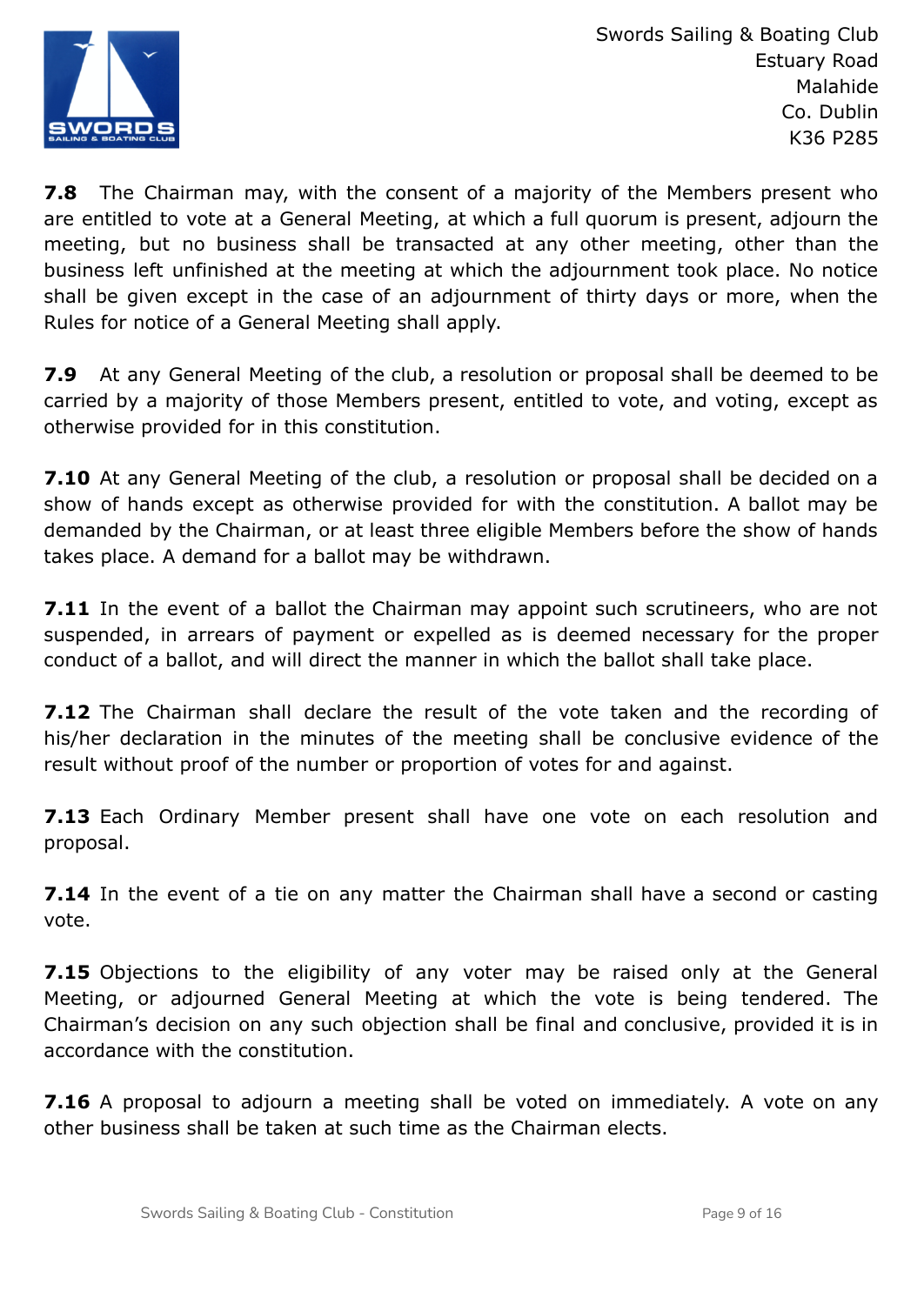**7.8** The Chairman may, with the consent of a majority of the Members present who are entitled to vote at a General Meeting, at which a full quorum is present, adjourn the meeting, but no business shall be transacted at any other meeting, other than the business left unfinished at the meeting at which the adjournment took place. No notice shall be given except in the case of an adjournment of thirty days or more, when the Rules for notice of a General Meeting shall apply.

**7.9** At any General Meeting of the club, a resolution or proposal shall be deemed to be carried by a majority of those Members present, entitled to vote, and voting, except as otherwise provided for in this constitution.

**7.10** At any General Meeting of the club, a resolution or proposal shall be decided on a show of hands except as otherwise provided for with the constitution. A ballot may be demanded by the Chairman, or at least three eligible Members before the show of hands takes place. A demand for a ballot may be withdrawn.

**7.11** In the event of a ballot the Chairman may appoint such scrutineers, who are not suspended, in arrears of payment or expelled as is deemed necessary for the proper conduct of a ballot, and will direct the manner in which the ballot shall take place.

**7.12** The Chairman shall declare the result of the vote taken and the recording of his/her declaration in the minutes of the meeting shall be conclusive evidence of the result without proof of the number or proportion of votes for and against.

**7.13** Each Ordinary Member present shall have one vote on each resolution and proposal.

**7.14** In the event of a tie on any matter the Chairman shall have a second or casting vote.

**7.15** Objections to the eligibility of any voter may be raised only at the General Meeting, or adjourned General Meeting at which the vote is being tendered. The Chairman's decision on any such objection shall be final and conclusive, provided it is in accordance with the constitution.

**7.16** A proposal to adjourn a meeting shall be voted on immediately. A vote on any other business shall be taken at such time as the Chairman elects.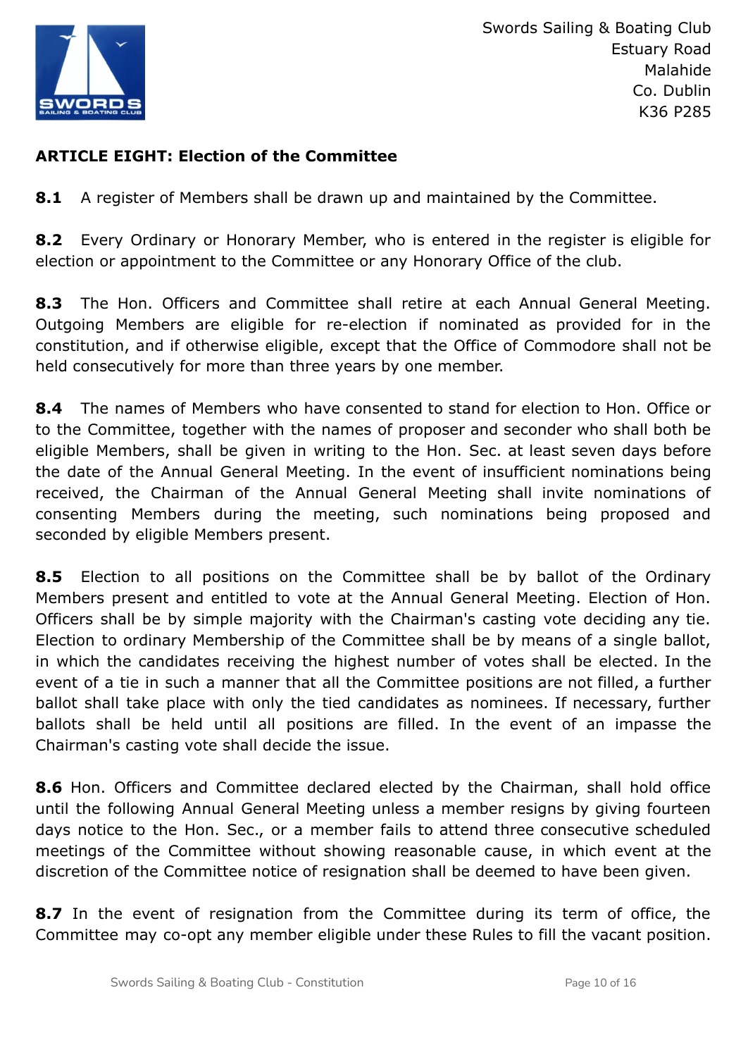## ARTICLE EIGHT: Election of the Committee

**8.1** A register of Members shall be drawn up and maintained by the Committee.

**8.2** Every Ordinary or Honorary Member, who is entered in the register is eligible for election or appointment to the Committee or any Honorary Office of the club.

**8.3** The Hon. Officers and Committee shall retire at each Annual General Meeting. Outgoing Members are eligible for re-election if nominated as provided for in the constitution, and if otherwise eligible, except that the Office of Commodore shall not be held consecutively for more than three years by one member.

**8.4** The names of Members who have consented to stand for election to Hon. Office or to the Committee, together with the names of proposer and seconder who shall both be eligible Members, shall be given in writing to the Hon. Sec. at least seven days before the date of the Annual General Meeting. In the event of insufficient nominations being received, the Chairman of the Annual General Meeting shall invite nominations of consenting Members during the meeting, such nominations being proposed and seconded by eligible Members present.

**8.5** Election to all positions on the Committee shall be by ballot of the Ordinary Members present and entitled to vote at the Annual General Meeting. Election of Hon. Officers shall be by simple majority with the Chairman's casting vote deciding any tie. Election to ordinary Membership of the Committee shall be by means of a single ballot, in which the candidates receiving the highest number of votes shall be elected. In the event of a tie in such a manner that all the Committee positions are not filled, a further ballot shall take place with only the tied candidates as nominees. If necessary, further ballots shall be held until all positions are filled. In the event of an impasse the Chairman's casting vote shall decide the issue.

**8.6** Hon. Officers and Committee declared elected by the Chairman, shall hold office until the following Annual General Meeting unless a member resigns by giving fourteen days notice to the Hon. Sec., or a member fails to attend three consecutive scheduled meetings of the Committee without showing reasonable cause, in which event at the discretion of the Committee notice of resignation shall be deemed to have been given.

**8.7** In the event of resignation from the Committee during its term of office, the Committee may co-opt any member eligible under these Rules to fill the vacant position.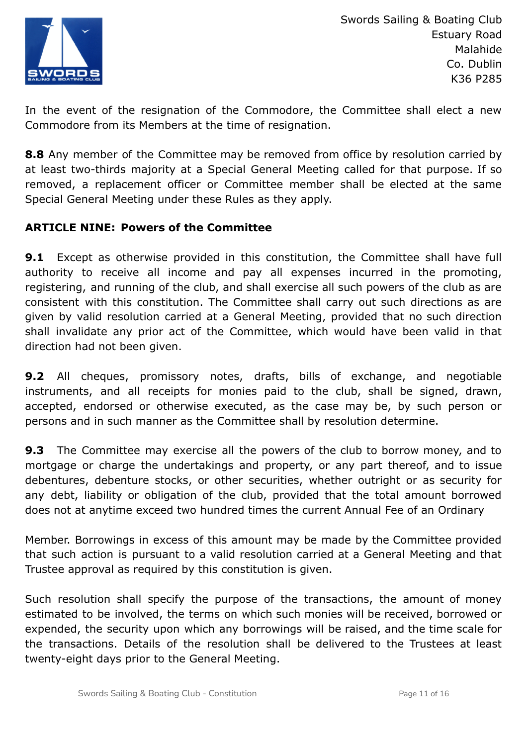In the event of the resignation of the Commodore, the Committee shall elect a new Commodore from its Members at the time of resignation.

**8.8** Any member of the Committee may be removed from office by resolution carried by at least two-thirds majority at a Special General Meeting called for that purpose. If so removed, a replacement officer or Committee member shall be elected at the same Special General Meeting under these Rules as they apply.

## ARTICLE NINE: Powers of the Committee

**9.1** Except as otherwise provided in this constitution, the Committee shall have full authority to receive all income and pay all expenses incurred in the promoting, registering, and running of the club, and shall exercise all such powers of the club as are consistent with this constitution. The Committee shall carry out such directions as are given by valid resolution carried at a General Meeting, provided that no such direction shall invalidate any prior act of the Committee, which would have been valid in that direction had not been given.

**9.2** All cheques, promissory notes, drafts, bills of exchange, and negotiable instruments, and all receipts for monies paid to the club, shall be signed, drawn, accepted, endorsed or otherwise executed, as the case may be, by such person or persons and in such manner as the Committee shall by resolution determine.

**9.3** The Committee may exercise all the powers of the club to borrow money, and to mortgage or charge the undertakings and property, or any part thereof, and to issue debentures, debenture stocks, or other securities, whether outright or as security for any debt, liability or obligation of the club, provided that the total amount borrowed does not at anytime exceed two hundred times the current Annual Fee of an Ordinary

Member. Borrowings in excess of this amount may be made by the Committee provided that such action is pursuant to a valid resolution carried at a General Meeting and that Trustee approval as required by this constitution is given.

Such resolution shall specify the purpose of the transactions, the amount of money estimated to be involved, the terms on which such monies will be received, borrowed or expended, the security upon which any borrowings will be raised, and the time scale for the transactions. Details of the resolution shall be delivered to the Trustees at least twenty-eight days prior to the General Meeting.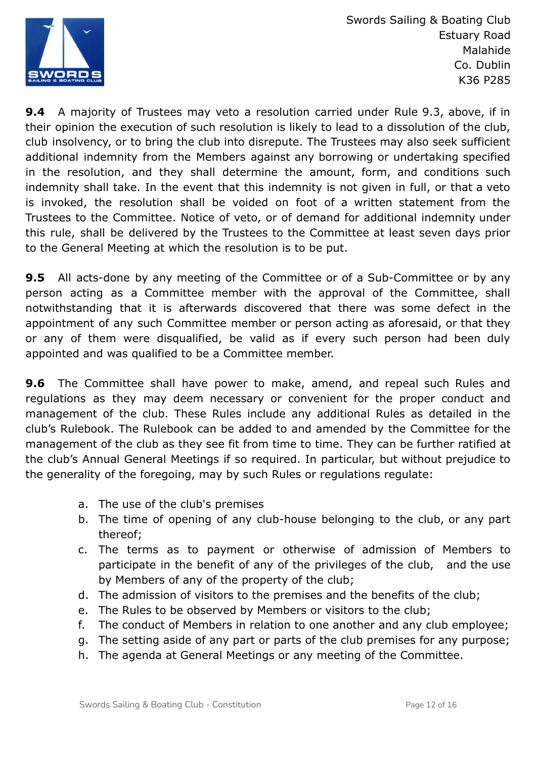**9.4** A majority of Trustees may veto a resolution carried under Rule 9.3, above, if in their opinion the execution of such resolution is likely to lead to a dissolution of the club, club insolvency, or to bring the club into disrepute. The Trustees may also seek sufficient additional indemnity from the Members against any borrowing or undertaking specified in the resolution, and they shall determine the amount, form, and conditions such indemnity shall take. In the event that this indemnity is not given in full, or that a veto is invoked, the resolution shall be voided on foot of a written statement from the Trustees to the Committee. Notice of veto, or of demand for additional indemnity under this rule, shall be delivered by the Trustees to the Committee at least seven days prior to the General Meeting at which the resolution is to be put.

**9.5** All acts-done by any meeting of the Committee or of a Sub-Committee or by any person acting as a Committee member with the approval of the Committee, shall notwithstanding that it is afterwards discovered that there was some defect in the appointment of any such Committee member or person acting as aforesaid, or that they or any of them were disqualified, be valid as if every such person had been duly appointed and was qualified to be a Committee member.

**9.6** The Committee shall have power to make, amend, and repeal such Rules and regulations as they may deem necessary or convenient for the proper conduct and management of the club. These Rules include any additional Rules as detailed in the club's Rulebook. The Rulebook can be added to and amended by the Committee for the management of the club as they see fit from time to time. They can be further ratified at the club's Annual General Meetings if so required. In particular, but without prejudice to the generality of the foregoing, may by such Rules or regulations regulate:

a. The use of the club's premises
b. The time of opening of any club-house belonging to the club, or any part thereof;
c. The terms as to payment or otherwise of admission of Members to participate in the benefit of any of the privileges of the club, and the use by Members of any of the property of the club;
d. The admission of visitors to the premises and the benefits of the club;
e. The Rules to be observed by Members or visitors to the club;
f. The conduct of Members in relation to one another and any club employee;
g. The setting aside of any part or parts of the club premises for any purpose;
h. The agenda at General Meetings or any meeting of the Committee.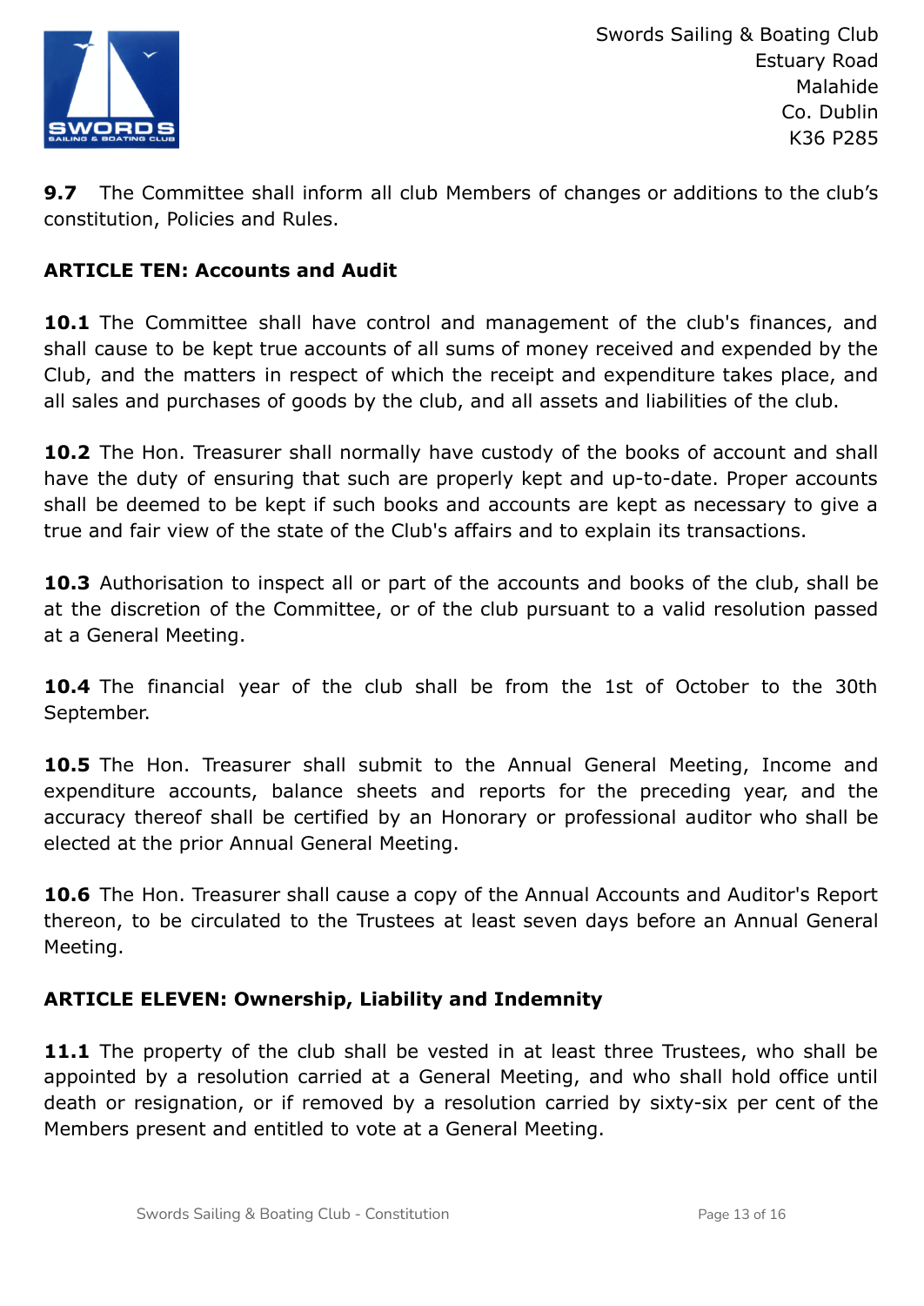**9.7** The Committee shall inform all club Members of changes or additions to the club's constitution, Policies and Rules.

## ARTICLE TEN: Accounts and Audit

**10.1** The Committee shall have control and management of the club's finances, and shall cause to be kept true accounts of all sums of money received and expended by the Club, and the matters in respect of which the receipt and expenditure takes place, and all sales and purchases of goods by the club, and all assets and liabilities of the club.

**10.2** The Hon. Treasurer shall normally have custody of the books of account and shall have the duty of ensuring that such are properly kept and up-to-date. Proper accounts shall be deemed to be kept if such books and accounts are kept as necessary to give a true and fair view of the state of the Club's affairs and to explain its transactions.

**10.3** Authorisation to inspect all or part of the accounts and books of the club, shall be at the discretion of the Committee, or of the club pursuant to a valid resolution passed at a General Meeting.

**10.4** The financial year of the club shall be from the 1st of October to the 30th September.

**10.5** The Hon. Treasurer shall submit to the Annual General Meeting, Income and expenditure accounts, balance sheets and reports for the preceding year, and the accuracy thereof shall be certified by an Honorary or professional auditor who shall be elected at the prior Annual General Meeting.

**10.6** The Hon. Treasurer shall cause a copy of the Annual Accounts and Auditor's Report thereon, to be circulated to the Trustees at least seven days before an Annual General Meeting.

## ARTICLE ELEVEN: Ownership, Liability and Indemnity

**11.1** The property of the club shall be vested in at least three Trustees, who shall be appointed by a resolution carried at a General Meeting, and who shall hold office until death or resignation, or if removed by a resolution carried by sixty-six per cent of the Members present and entitled to vote at a General Meeting.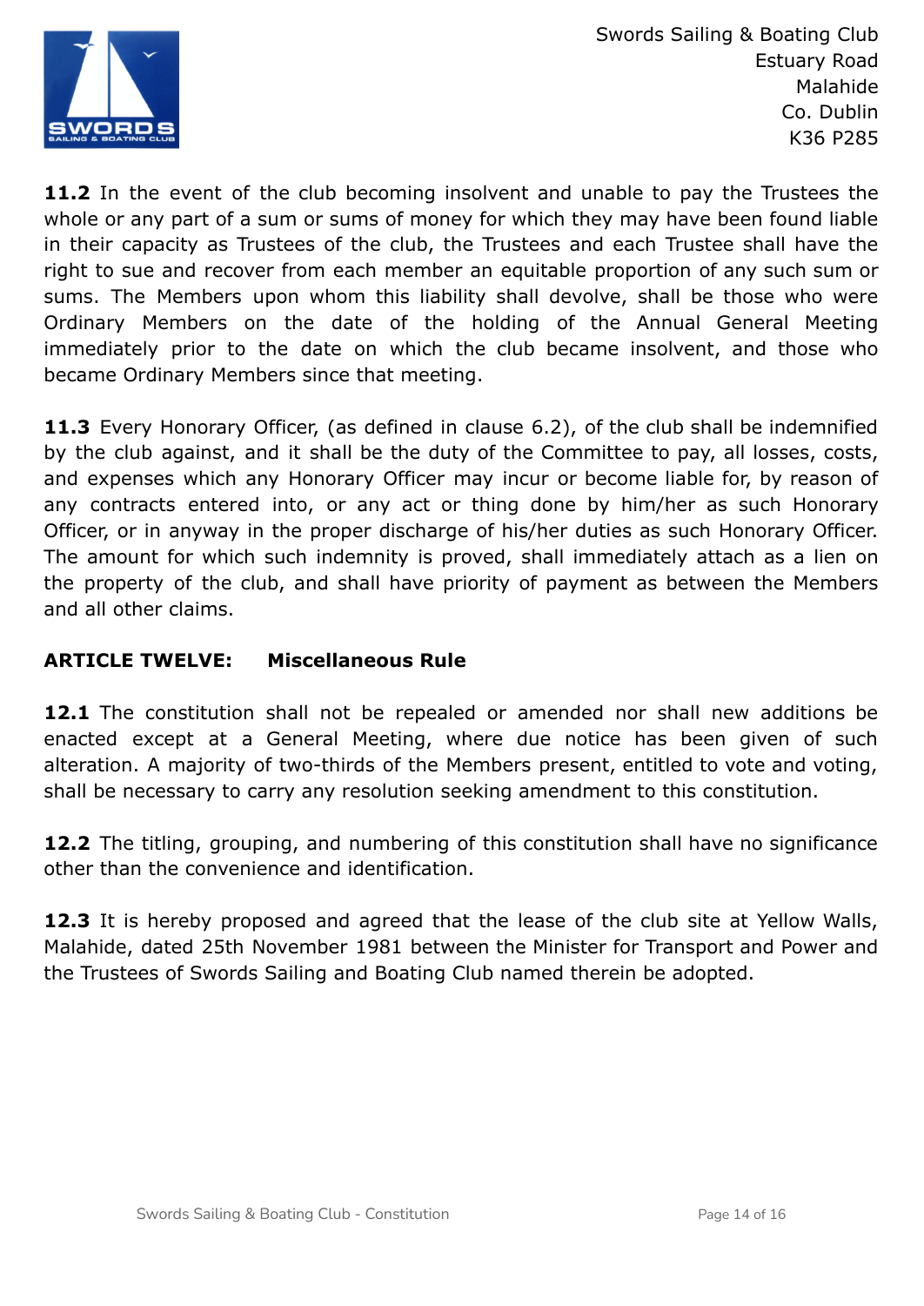**11.2** In the event of the club becoming insolvent and unable to pay the Trustees the whole or any part of a sum or sums of money for which they may have been found liable in their capacity as Trustees of the club, the Trustees and each Trustee shall have the right to sue and recover from each member an equitable proportion of any such sum or sums. The Members upon whom this liability shall devolve, shall be those who were Ordinary Members on the date of the holding of the Annual General Meeting immediately prior to the date on which the club became insolvent, and those who became Ordinary Members since that meeting.

**11.3** Every Honorary Officer, (as defined in clause 6.2), of the club shall be indemnified by the club against, and it shall be the duty of the Committee to pay, all losses, costs, and expenses which any Honorary Officer may incur or become liable for, by reason of any contracts entered into, or any act or thing done by him/her as such Honorary Officer, or in anyway in the proper discharge of his/her duties as such Honorary Officer. The amount for which such indemnity is proved, shall immediately attach as a lien on the property of the club, and shall have priority of payment as between the Members and all other claims.

## ARTICLE TWELVE: Miscellaneous Rule

**12.1** The constitution shall not be repealed or amended nor shall new additions be enacted except at a General Meeting, where due notice has been given of such alteration. A majority of two-thirds of the Members present, entitled to vote and voting, shall be necessary to carry any resolution seeking amendment to this constitution.

**12.2** The titling, grouping, and numbering of this constitution shall have no significance other than the convenience and identification.

**12.3** It is hereby proposed and agreed that the lease of the club site at Yellow Walls, Malahide, dated 25th November 1981 between the Minister for Transport and Power and the Trustees of Swords Sailing and Boating Club named therein be adopted.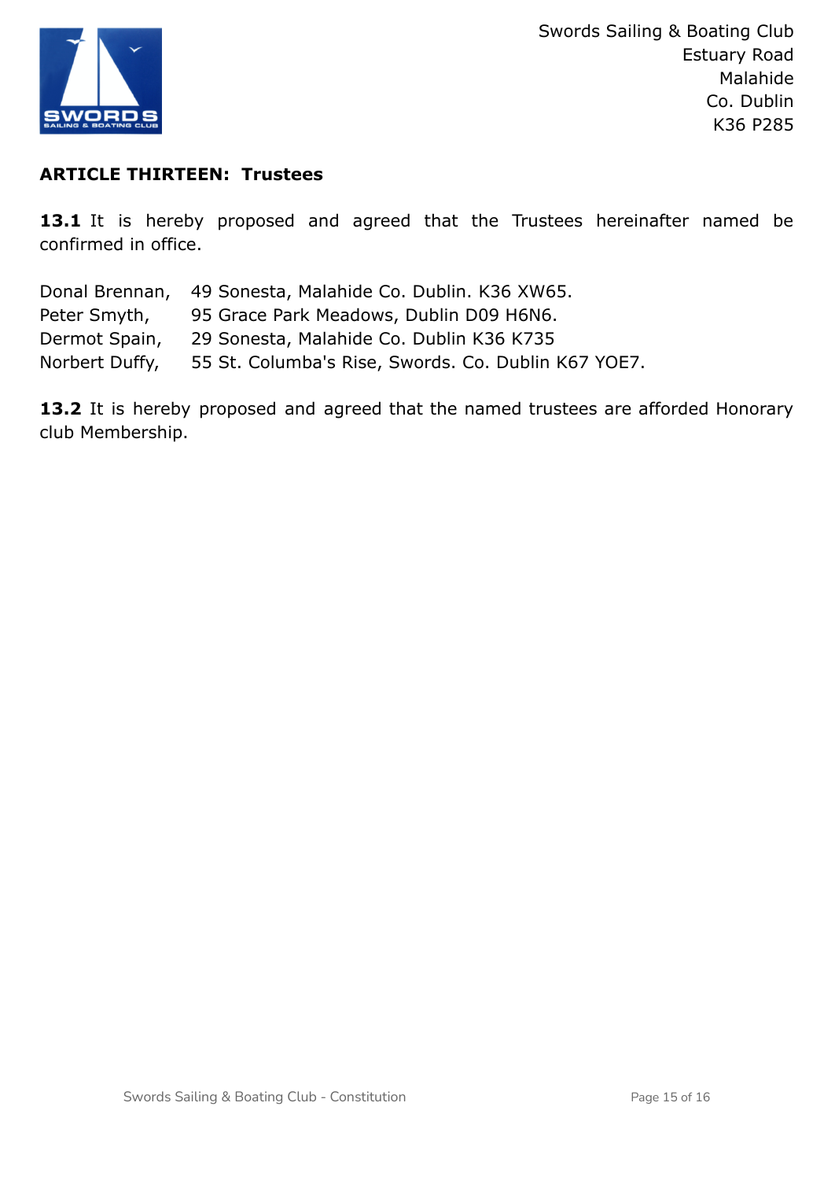Swords Sailing & Boating Club
Estuary Road
Malahide
Co. Dublin
K36 P285

**ARTICLE THIRTEEN: Trustees**

**13.1** It is hereby proposed and agreed that the Trustees hereinafter named be confirmed in office.

Donal Brennan, 49 Sonesta, Malahide Co. Dublin. K36 XW65.
Peter Smyth, 95 Grace Park Meadows, Dublin D09 H6N6.
Dermot Spain, 29 Sonesta, Malahide Co. Dublin K36 K735
Norbert Duffy, 55 St. Columba's Rise, Swords. Co. Dublin K67 YOE7.

**13.2** It is hereby proposed and agreed that the named trustees are afforded Honorary club Membership.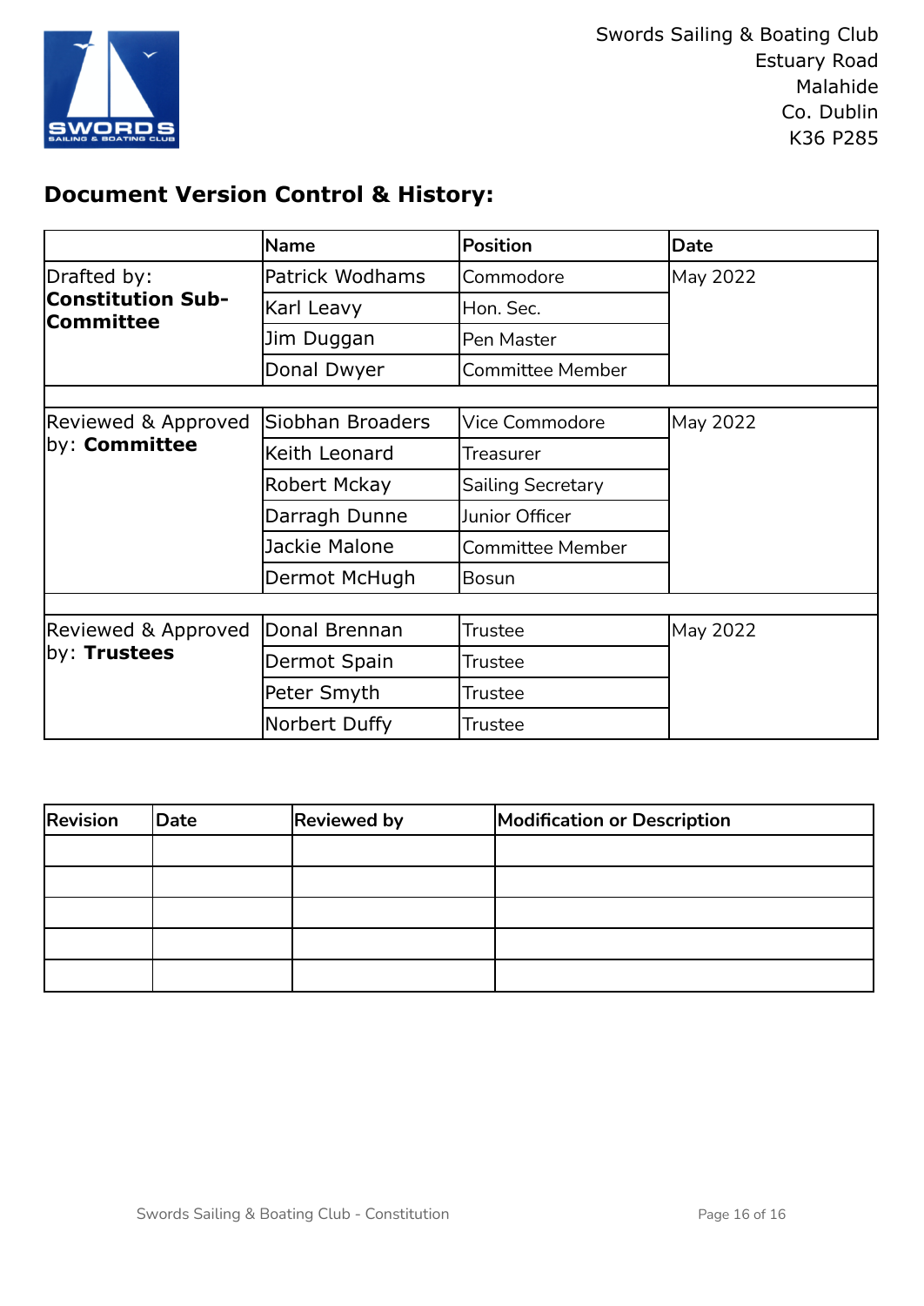Swords Sailing & Boating Club
Estuary Road
Malahide
Co. Dublin
K36 P285

## Document Version Control & History:

| | Name | Position | Date |
|---|---|---|---|
| Drafted by: **Constitution Sub-Committee** | Patrick Wodhams | Commodore | May 2022 |
| | Karl Leavy | Hon. Sec. | |
| | Jim Duggan | Pen Master | |
| | Donal Dwyer | Committee Member | |
| | | | |
| Reviewed & Approved by: **Committee** | Siobhan Broaders | Vice Commodore | May 2022 |
| | Keith Leonard | Treasurer | |
| | Robert Mckay | Sailing Secretary | |
| | Darragh Dunne | Junior Officer | |
| | Jackie Malone | Committee Member | |
| | Dermot McHugh | Bosun | |
| | | | |
| Reviewed & Approved by: **Trustees** | Donal Brennan | Trustee | May 2022 |
| | Dermot Spain | Trustee | |
| | Peter Smyth | Trustee | |
| | Norbert Duffy | Trustee | |

| Revision | Date | Reviewed by | Modification or Description |
|---|---|---|---|
| | | | |
| | | | |
| | | | |
| | | | |
| | | | |